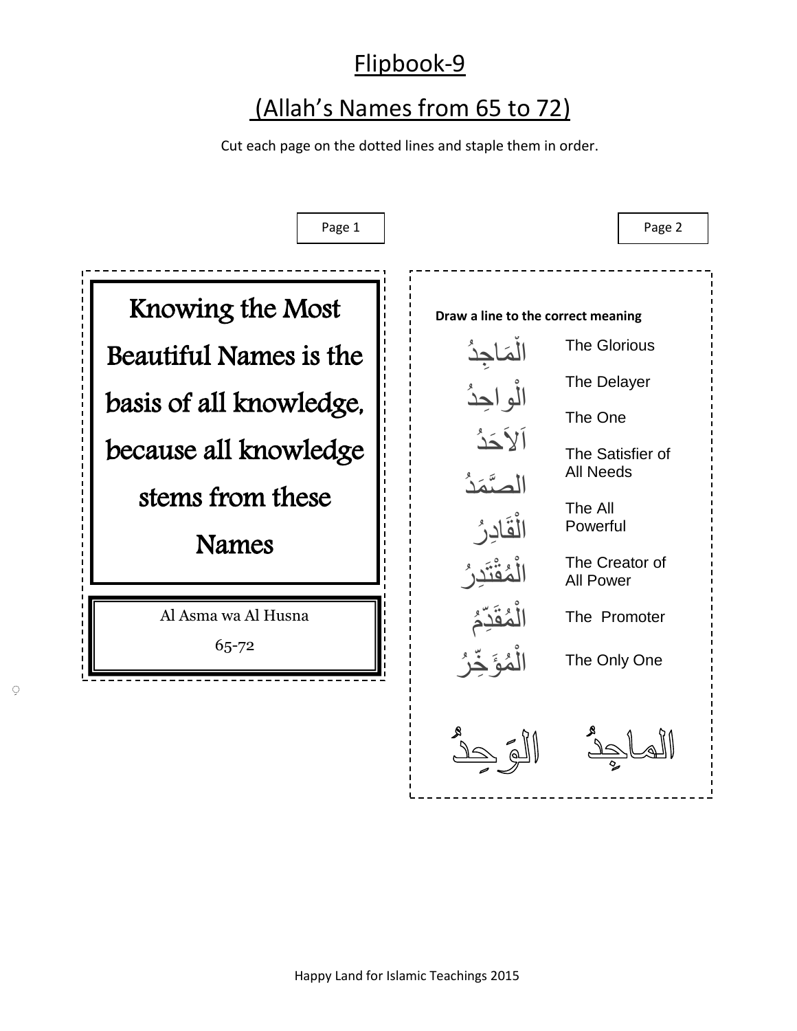# Flipbook-9

## (Allah's Names from 65 to 72)

Cut each page on the dotted lines and staple them in order.

Page 1

Knowing the Most Beautiful Names is the basis of all knowledge, because all knowledge stems from these Names

Al Asma wa Al Husna

65-72

Page 2

**Draw a line to the correct meaning**

| | |
|---|---|
| الْمَاجِدُ | The Glorious |
| الْواحِدُ | The Delayer |
| اَلاَحَدُ | The One |
| الصَّمَدُ | The Satisfier of All Needs |
| الْقَادِرُ | The All Powerful |
| الْمُقْتَدِرُ | The Creator of All Power |
| الْمُقَدِّمُ | The Promoter |
| الْمُؤَخِّرُ | The Only One |

الوَحِدُ　　الماجِدُ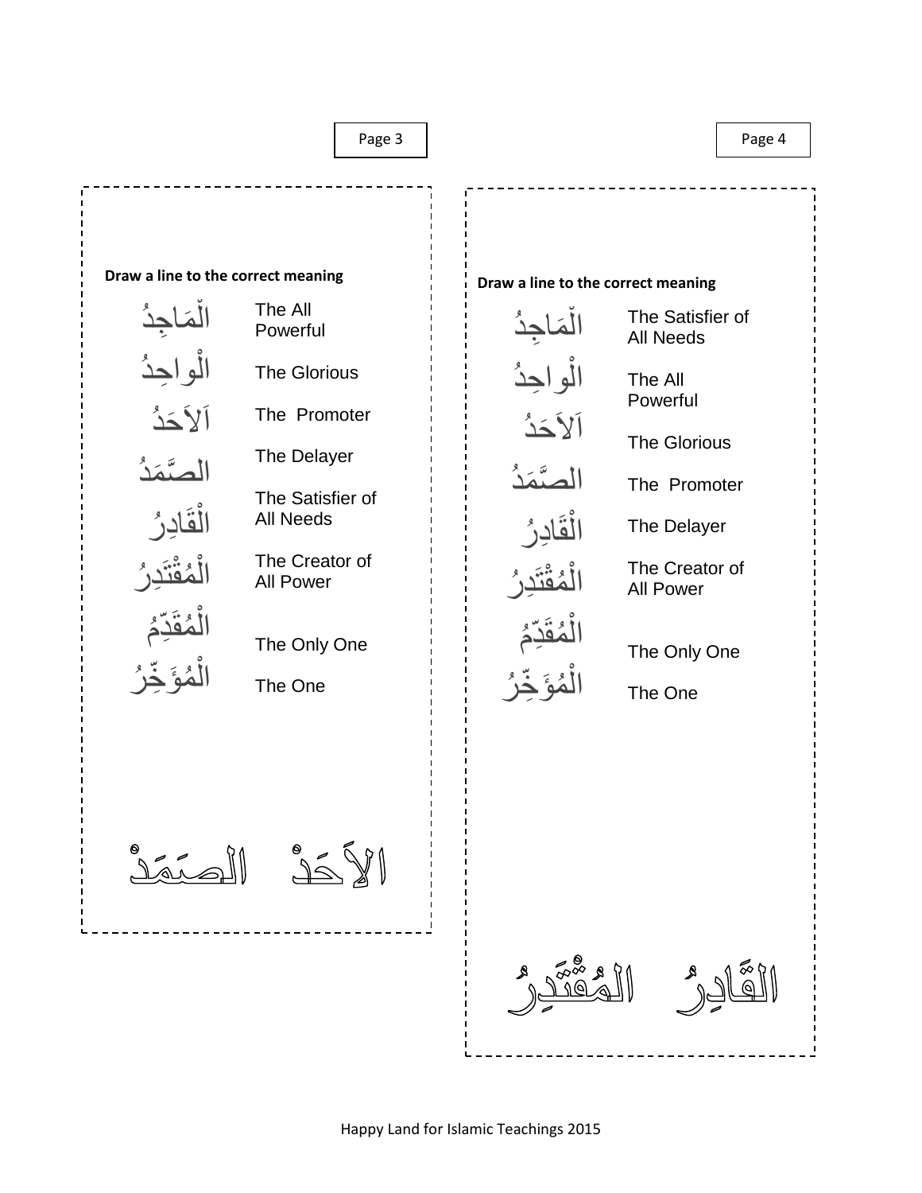Page 3

**Draw a line to the correct meaning**

| | |
|---|---|
| الْمَاجِدُ | The All Powerful |
| الْواحِدُ | The Glorious |
| اَلاَحَدُ | The Promoter |
| الصَّمَدُ | The Delayer |
| الْقَادِرُ | The Satisfier of All Needs |
| الْمُقْتَدِرُ | The Creator of All Power |
| الْمُقَدِّمُ | The Only One |
| الْمُؤَخِّرُ | The One |

الأَحَدْ الصَمَدْ

Page 4

**Draw a line to the correct meaning**

| | |
|---|---|
| الْمَاجِدُ | The Satisfier of All Needs |
| الْواحِدُ | The All Powerful |
| اَلاَحَدُ | The Glorious |
| الصَّمَدُ | The Promoter |
| الْقَادِرُ | The Delayer |
| الْمُقْتَدِرُ | The Creator of All Power |
| الْمُقَدِّمُ | The Only One |
| الْمُؤَخِّرُ | The One |

القَادِرُ المُقْتَدِرُ

Happy Land for Islamic Teachings 2015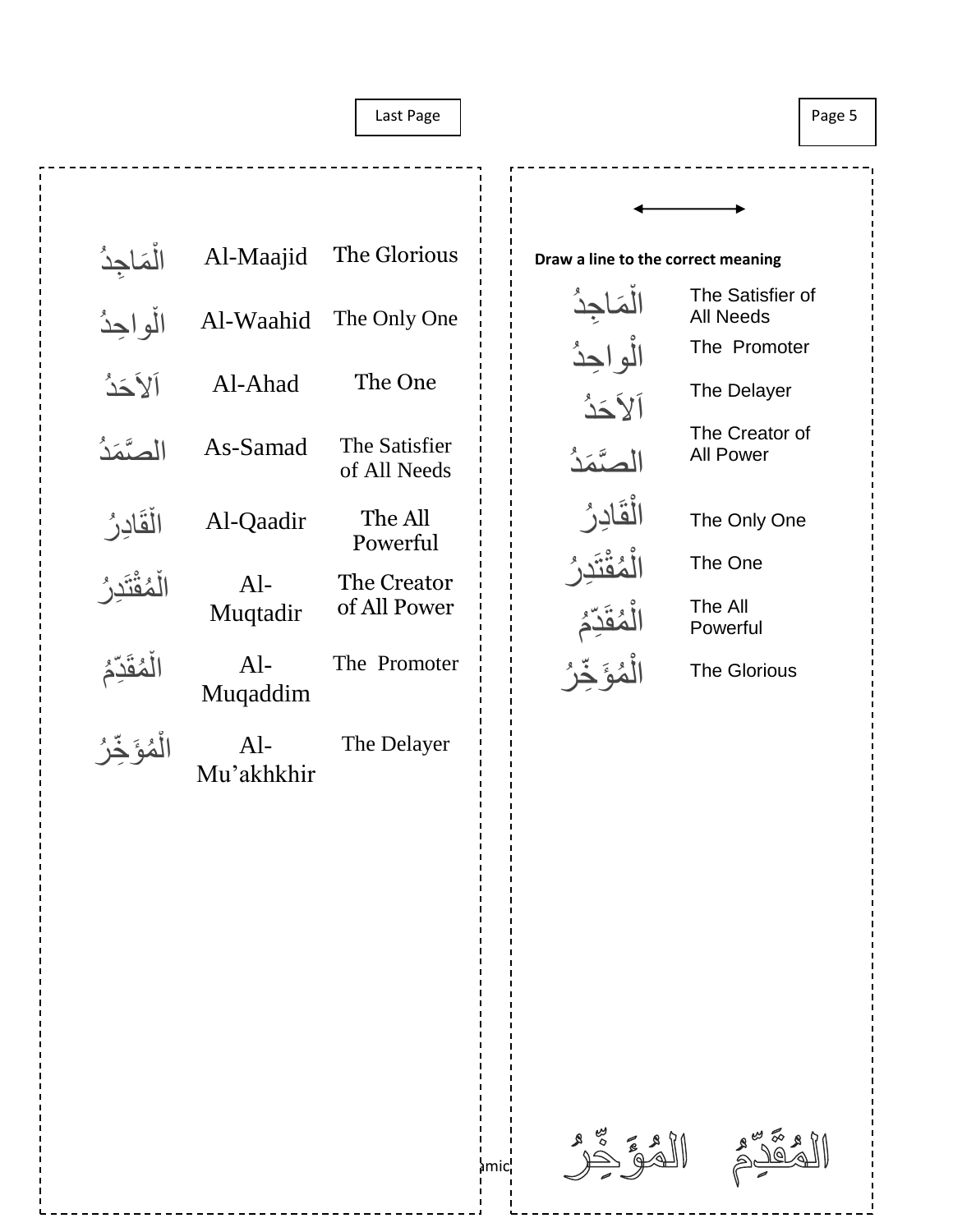Last Page

| | | |
|---|---|---|
| الْمَاجِدُ | Al-Maajid | The Glorious |
| الْواحِدُ | Al-Waahid | The Only One |
| اَلاَحَدُ | Al-Ahad | The One |
| الصَّمَدُ | As-Samad | The Satisfier of All Needs |
| الْقَادِرُ | Al-Qaadir | The All Powerful |
| الْمُقْتَدِرُ | Al-Muqtadir | The Creator of All Power |
| الْمُقَدِّمُ | Al-Muqaddim | The Promoter |
| الْمُؤَخِّرُ | Al-Mu'akhkhir | The Delayer |

Page 5

**Draw a line to the correct meaning**

| | |
|---|---|
| الْمَاجِدُ | The Satisfier of All Needs |
| الْواحِدُ | The Promoter |
| اَلاَحَدُ | The Delayer |
| الصَّمَدُ | The Creator of All Power |
| الْقَادِرُ | The Only One |
| الْمُقْتَدِرُ | The One |
| الْمُقَدِّمُ | The All Powerful |
| الْمُؤَخِّرُ | The Glorious |

الْمُقَدِّمُ الْمُؤَخِّرُ